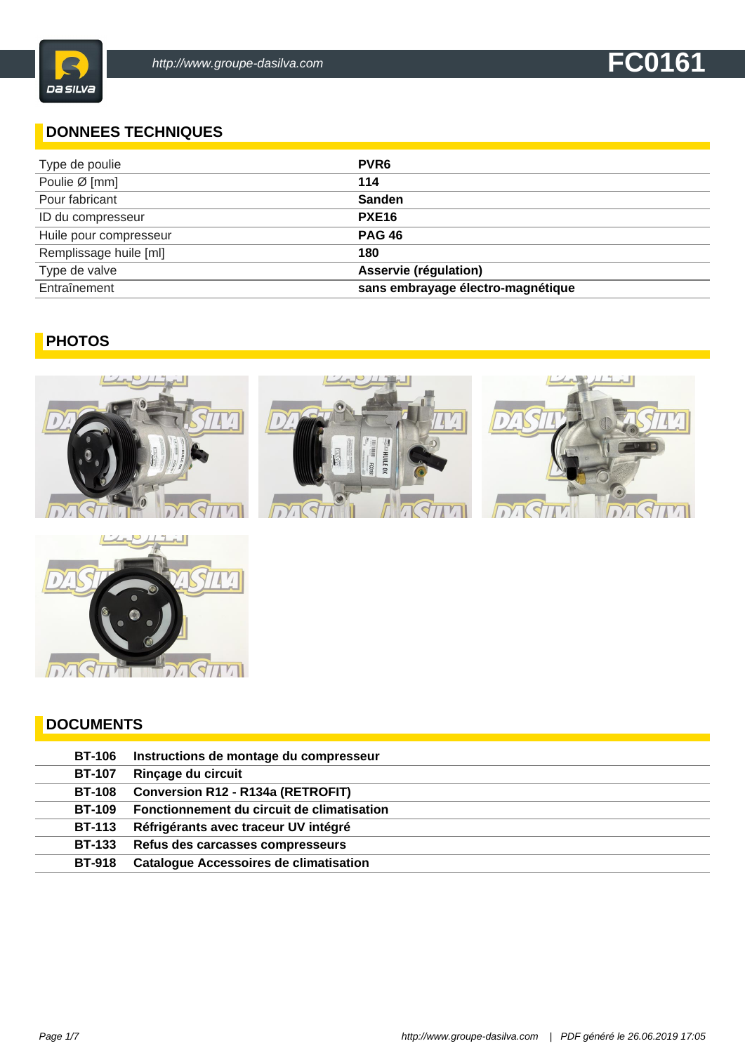# FC0161

## DONNEES TECHNIQUES

| | |
|---|---|
| Type de poulie | **PVR6** |
| Poulie Ø [mm] | **114** |
| Pour fabricant | **Sanden** |
| ID du compresseur | **PXE16** |
| Huile pour compresseur | **PAG 46** |
| Remplissage huile [ml] | **180** |
| Type de valve | **Asservie (régulation)** |
| Entraînement | **sans embrayage électro-magnétique** |

## PHOTOS

## DOCUMENTS

| | |
|---|---|
| **BT-106** | **Instructions de montage du compresseur** |
| **BT-107** | **Rinçage du circuit** |
| **BT-108** | **Conversion R12 - R134a (RETROFIT)** |
| **BT-109** | **Fonctionnement du circuit de climatisation** |
| **BT-113** | **Réfrigérants avec traceur UV intégré** |
| **BT-133** | **Refus des carcasses compresseurs** |
| **BT-918** | **Catalogue Accessoires de climatisation** |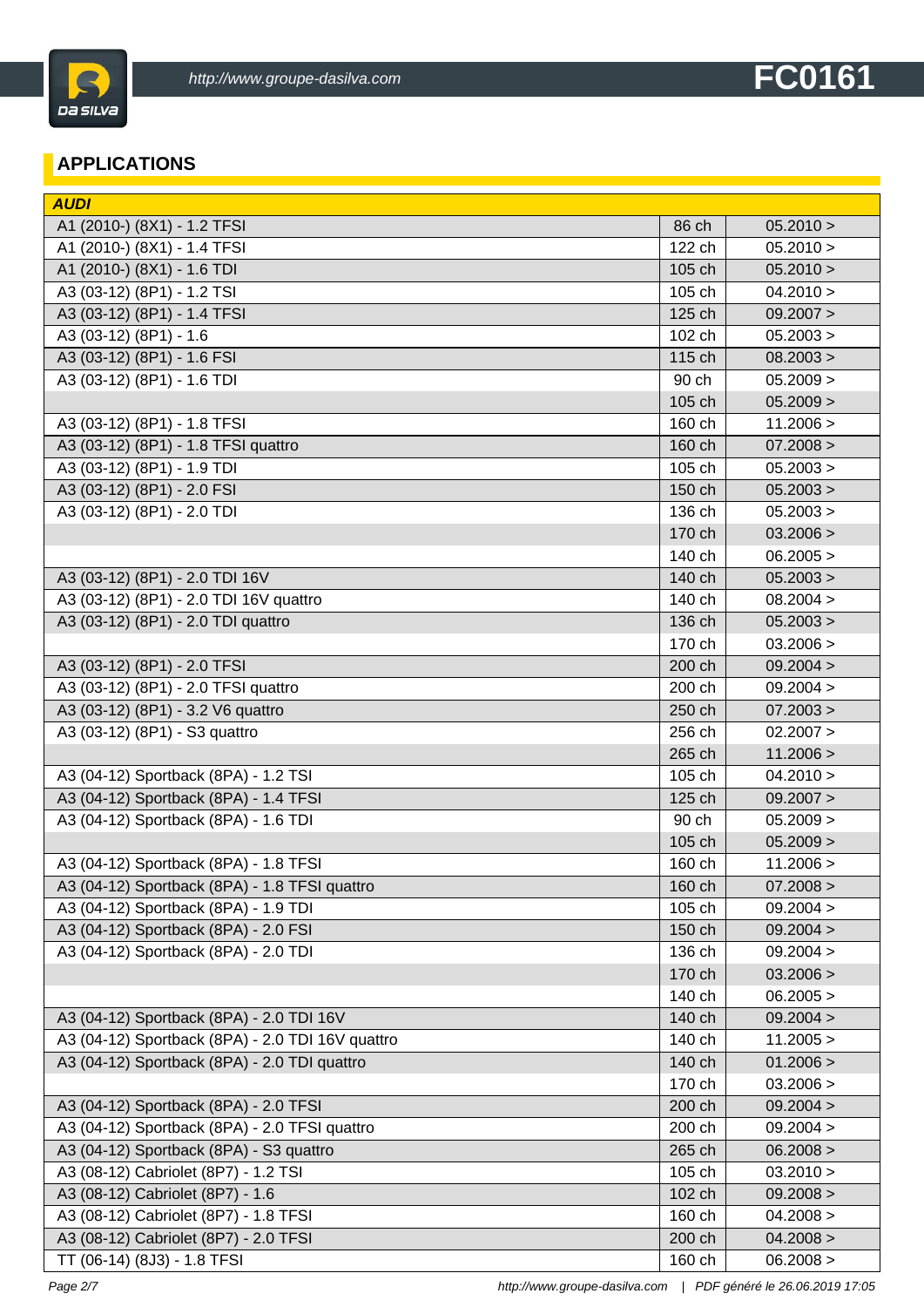## APPLICATIONS

| AUDI | | |
|---|---|---|
| A1 (2010-) (8X1) - 1.2 TFSI | 86 ch | 05.2010 > |
| A1 (2010-) (8X1) - 1.4 TFSI | 122 ch | 05.2010 > |
| A1 (2010-) (8X1) - 1.6 TDI | 105 ch | 05.2010 > |
| A3 (03-12) (8P1) - 1.2 TSI | 105 ch | 04.2010 > |
| A3 (03-12) (8P1) - 1.4 TFSI | 125 ch | 09.2007 > |
| A3 (03-12) (8P1) - 1.6 | 102 ch | 05.2003 > |
| A3 (03-12) (8P1) - 1.6 FSI | 115 ch | 08.2003 > |
| A3 (03-12) (8P1) - 1.6 TDI | 90 ch | 05.2009 > |
| | 105 ch | 05.2009 > |
| A3 (03-12) (8P1) - 1.8 TFSI | 160 ch | 11.2006 > |
| A3 (03-12) (8P1) - 1.8 TFSI quattro | 160 ch | 07.2008 > |
| A3 (03-12) (8P1) - 1.9 TDI | 105 ch | 05.2003 > |
| A3 (03-12) (8P1) - 2.0 FSI | 150 ch | 05.2003 > |
| A3 (03-12) (8P1) - 2.0 TDI | 136 ch | 05.2003 > |
| | 170 ch | 03.2006 > |
| | 140 ch | 06.2005 > |
| A3 (03-12) (8P1) - 2.0 TDI 16V | 140 ch | 05.2003 > |
| A3 (03-12) (8P1) - 2.0 TDI 16V quattro | 140 ch | 08.2004 > |
| A3 (03-12) (8P1) - 2.0 TDI quattro | 136 ch | 05.2003 > |
| | 170 ch | 03.2006 > |
| A3 (03-12) (8P1) - 2.0 TFSI | 200 ch | 09.2004 > |
| A3 (03-12) (8P1) - 2.0 TFSI quattro | 200 ch | 09.2004 > |
| A3 (03-12) (8P1) - 3.2 V6 quattro | 250 ch | 07.2003 > |
| A3 (03-12) (8P1) - S3 quattro | 256 ch | 02.2007 > |
| | 265 ch | 11.2006 > |
| A3 (04-12) Sportback (8PA) - 1.2 TSI | 105 ch | 04.2010 > |
| A3 (04-12) Sportback (8PA) - 1.4 TFSI | 125 ch | 09.2007 > |
| A3 (04-12) Sportback (8PA) - 1.6 TDI | 90 ch | 05.2009 > |
| | 105 ch | 05.2009 > |
| A3 (04-12) Sportback (8PA) - 1.8 TFSI | 160 ch | 11.2006 > |
| A3 (04-12) Sportback (8PA) - 1.8 TFSI quattro | 160 ch | 07.2008 > |
| A3 (04-12) Sportback (8PA) - 1.9 TDI | 105 ch | 09.2004 > |
| A3 (04-12) Sportback (8PA) - 2.0 FSI | 150 ch | 09.2004 > |
| A3 (04-12) Sportback (8PA) - 2.0 TDI | 136 ch | 09.2004 > |
| | 170 ch | 03.2006 > |
| | 140 ch | 06.2005 > |
| A3 (04-12) Sportback (8PA) - 2.0 TDI 16V | 140 ch | 09.2004 > |
| A3 (04-12) Sportback (8PA) - 2.0 TDI 16V quattro | 140 ch | 11.2005 > |
| A3 (04-12) Sportback (8PA) - 2.0 TDI quattro | 140 ch | 01.2006 > |
| | 170 ch | 03.2006 > |
| A3 (04-12) Sportback (8PA) - 2.0 TFSI | 200 ch | 09.2004 > |
| A3 (04-12) Sportback (8PA) - 2.0 TFSI quattro | 200 ch | 09.2004 > |
| A3 (04-12) Sportback (8PA) - S3 quattro | 265 ch | 06.2008 > |
| A3 (08-12) Cabriolet (8P7) - 1.2 TSI | 105 ch | 03.2010 > |
| A3 (08-12) Cabriolet (8P7) - 1.6 | 102 ch | 09.2008 > |
| A3 (08-12) Cabriolet (8P7) - 1.8 TFSI | 160 ch | 04.2008 > |
| A3 (08-12) Cabriolet (8P7) - 2.0 TFSI | 200 ch | 04.2008 > |
| TT (06-14) (8J3) - 1.8 TFSI | 160 ch | 06.2008 > |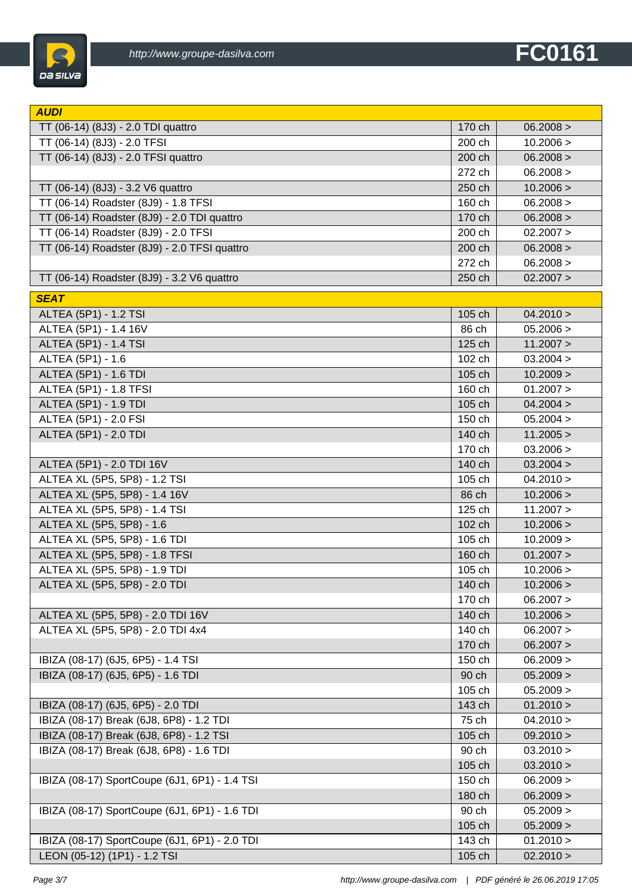# FC0161

| AUDI | | |
|---|---|---|
| TT (06-14) (8J3) - 2.0 TDI quattro | 170 ch | 06.2008 > |
| TT (06-14) (8J3) - 2.0 TFSI | 200 ch | 10.2006 > |
| TT (06-14) (8J3) - 2.0 TFSI quattro | 200 ch | 06.2008 > |
| | 272 ch | 06.2008 > |
| TT (06-14) (8J3) - 3.2 V6 quattro | 250 ch | 10.2006 > |
| TT (06-14) Roadster (8J9) - 1.8 TFSI | 160 ch | 06.2008 > |
| TT (06-14) Roadster (8J9) - 2.0 TDI quattro | 170 ch | 06.2008 > |
| TT (06-14) Roadster (8J9) - 2.0 TFSI | 200 ch | 02.2007 > |
| TT (06-14) Roadster (8J9) - 2.0 TFSI quattro | 200 ch | 06.2008 > |
| | 272 ch | 06.2008 > |
| TT (06-14) Roadster (8J9) - 3.2 V6 quattro | 250 ch | 02.2007 > |

| SEAT | | |
|---|---|---|
| ALTEA (5P1) - 1.2 TSI | 105 ch | 04.2010 > |
| ALTEA (5P1) - 1.4 16V | 86 ch | 05.2006 > |
| ALTEA (5P1) - 1.4 TSI | 125 ch | 11.2007 > |
| ALTEA (5P1) - 1.6 | 102 ch | 03.2004 > |
| ALTEA (5P1) - 1.6 TDI | 105 ch | 10.2009 > |
| ALTEA (5P1) - 1.8 TFSI | 160 ch | 01.2007 > |
| ALTEA (5P1) - 1.9 TDI | 105 ch | 04.2004 > |
| ALTEA (5P1) - 2.0 FSI | 150 ch | 05.2004 > |
| ALTEA (5P1) - 2.0 TDI | 140 ch | 11.2005 > |
| | 170 ch | 03.2006 > |
| ALTEA (5P1) - 2.0 TDI 16V | 140 ch | 03.2004 > |
| ALTEA XL (5P5, 5P8) - 1.2 TSI | 105 ch | 04.2010 > |
| ALTEA XL (5P5, 5P8) - 1.4 16V | 86 ch | 10.2006 > |
| ALTEA XL (5P5, 5P8) - 1.4 TSI | 125 ch | 11.2007 > |
| ALTEA XL (5P5, 5P8) - 1.6 | 102 ch | 10.2006 > |
| ALTEA XL (5P5, 5P8) - 1.6 TDI | 105 ch | 10.2009 > |
| ALTEA XL (5P5, 5P8) - 1.8 TFSI | 160 ch | 01.2007 > |
| ALTEA XL (5P5, 5P8) - 1.9 TDI | 105 ch | 10.2006 > |
| ALTEA XL (5P5, 5P8) - 2.0 TDI | 140 ch | 10.2006 > |
| | 170 ch | 06.2007 > |
| ALTEA XL (5P5, 5P8) - 2.0 TDI 16V | 140 ch | 10.2006 > |
| ALTEA XL (5P5, 5P8) - 2.0 TDI 4x4 | 140 ch | 06.2007 > |
| | 170 ch | 06.2007 > |
| IBIZA (08-17) (6J5, 6P5) - 1.4 TSI | 150 ch | 06.2009 > |
| IBIZA (08-17) (6J5, 6P5) - 1.6 TDI | 90 ch | 05.2009 > |
| | 105 ch | 05.2009 > |
| IBIZA (08-17) (6J5, 6P5) - 2.0 TDI | 143 ch | 01.2010 > |
| IBIZA (08-17) Break (6J8, 6P8) - 1.2 TDI | 75 ch | 04.2010 > |
| IBIZA (08-17) Break (6J8, 6P8) - 1.2 TSI | 105 ch | 09.2010 > |
| IBIZA (08-17) Break (6J8, 6P8) - 1.6 TDI | 90 ch | 03.2010 > |
| | 105 ch | 03.2010 > |
| IBIZA (08-17) SportCoupe (6J1, 6P1) - 1.4 TSI | 150 ch | 06.2009 > |
| | 180 ch | 06.2009 > |
| IBIZA (08-17) SportCoupe (6J1, 6P1) - 1.6 TDI | 90 ch | 05.2009 > |
| | 105 ch | 05.2009 > |
| IBIZA (08-17) SportCoupe (6J1, 6P1) - 2.0 TDI | 143 ch | 01.2010 > |
| LEON (05-12) (1P1) - 1.2 TSI | 105 ch | 02.2010 > |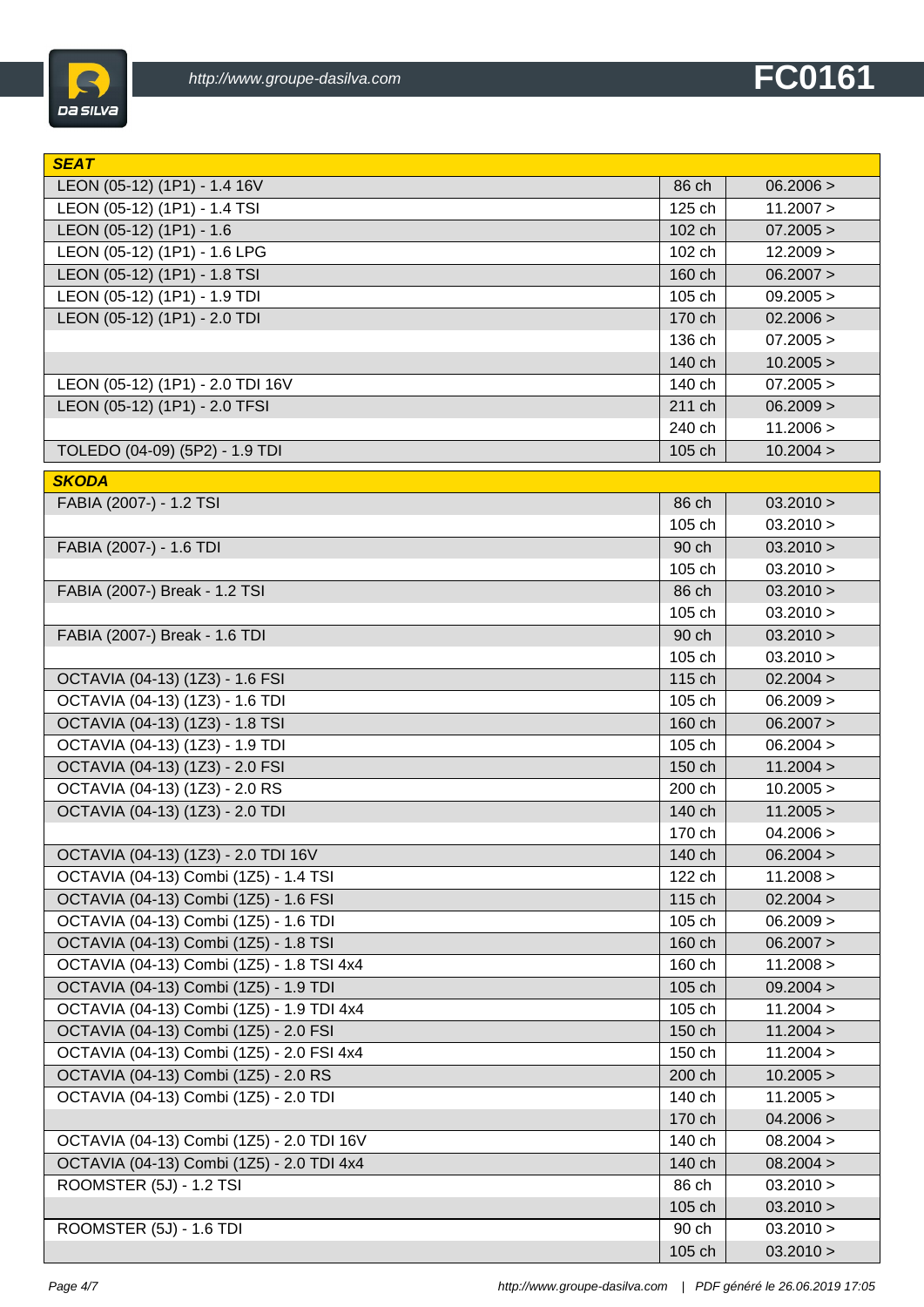| SEAT | | |
|---|---|---|
| LEON (05-12) (1P1) - 1.4 16V | 86 ch | 06.2006 > |
| LEON (05-12) (1P1) - 1.4 TSI | 125 ch | 11.2007 > |
| LEON (05-12) (1P1) - 1.6 | 102 ch | 07.2005 > |
| LEON (05-12) (1P1) - 1.6 LPG | 102 ch | 12.2009 > |
| LEON (05-12) (1P1) - 1.8 TSI | 160 ch | 06.2007 > |
| LEON (05-12) (1P1) - 1.9 TDI | 105 ch | 09.2005 > |
| LEON (05-12) (1P1) - 2.0 TDI | 170 ch | 02.2006 > |
| | 136 ch | 07.2005 > |
| | 140 ch | 10.2005 > |
| LEON (05-12) (1P1) - 2.0 TDI 16V | 140 ch | 07.2005 > |
| LEON (05-12) (1P1) - 2.0 TFSI | 211 ch | 06.2009 > |
| | 240 ch | 11.2006 > |
| TOLEDO (04-09) (5P2) - 1.9 TDI | 105 ch | 10.2004 > |

| SKODA | | |
|---|---|---|
| FABIA (2007-) - 1.2 TSI | 86 ch | 03.2010 > |
| | 105 ch | 03.2010 > |
| FABIA (2007-) - 1.6 TDI | 90 ch | 03.2010 > |
| | 105 ch | 03.2010 > |
| FABIA (2007-) Break - 1.2 TSI | 86 ch | 03.2010 > |
| | 105 ch | 03.2010 > |
| FABIA (2007-) Break - 1.6 TDI | 90 ch | 03.2010 > |
| | 105 ch | 03.2010 > |
| OCTAVIA (04-13) (1Z3) - 1.6 FSI | 115 ch | 02.2004 > |
| OCTAVIA (04-13) (1Z3) - 1.6 TDI | 105 ch | 06.2009 > |
| OCTAVIA (04-13) (1Z3) - 1.8 TSI | 160 ch | 06.2007 > |
| OCTAVIA (04-13) (1Z3) - 1.9 TDI | 105 ch | 06.2004 > |
| OCTAVIA (04-13) (1Z3) - 2.0 FSI | 150 ch | 11.2004 > |
| OCTAVIA (04-13) (1Z3) - 2.0 RS | 200 ch | 10.2005 > |
| OCTAVIA (04-13) (1Z3) - 2.0 TDI | 140 ch | 11.2005 > |
| | 170 ch | 04.2006 > |
| OCTAVIA (04-13) (1Z3) - 2.0 TDI 16V | 140 ch | 06.2004 > |
| OCTAVIA (04-13) Combi (1Z5) - 1.4 TSI | 122 ch | 11.2008 > |
| OCTAVIA (04-13) Combi (1Z5) - 1.6 FSI | 115 ch | 02.2004 > |
| OCTAVIA (04-13) Combi (1Z5) - 1.6 TDI | 105 ch | 06.2009 > |
| OCTAVIA (04-13) Combi (1Z5) - 1.8 TSI | 160 ch | 06.2007 > |
| OCTAVIA (04-13) Combi (1Z5) - 1.8 TSI 4x4 | 160 ch | 11.2008 > |
| OCTAVIA (04-13) Combi (1Z5) - 1.9 TDI | 105 ch | 09.2004 > |
| OCTAVIA (04-13) Combi (1Z5) - 1.9 TDI 4x4 | 105 ch | 11.2004 > |
| OCTAVIA (04-13) Combi (1Z5) - 2.0 FSI | 150 ch | 11.2004 > |
| OCTAVIA (04-13) Combi (1Z5) - 2.0 FSI 4x4 | 150 ch | 11.2004 > |
| OCTAVIA (04-13) Combi (1Z5) - 2.0 RS | 200 ch | 10.2005 > |
| OCTAVIA (04-13) Combi (1Z5) - 2.0 TDI | 140 ch | 11.2005 > |
| | 170 ch | 04.2006 > |
| OCTAVIA (04-13) Combi (1Z5) - 2.0 TDI 16V | 140 ch | 08.2004 > |
| OCTAVIA (04-13) Combi (1Z5) - 2.0 TDI 4x4 | 140 ch | 08.2004 > |
| ROOMSTER (5J) - 1.2 TSI | 86 ch | 03.2010 > |
| | 105 ch | 03.2010 > |
| ROOMSTER (5J) - 1.6 TDI | 90 ch | 03.2010 > |
| | 105 ch | 03.2010 > |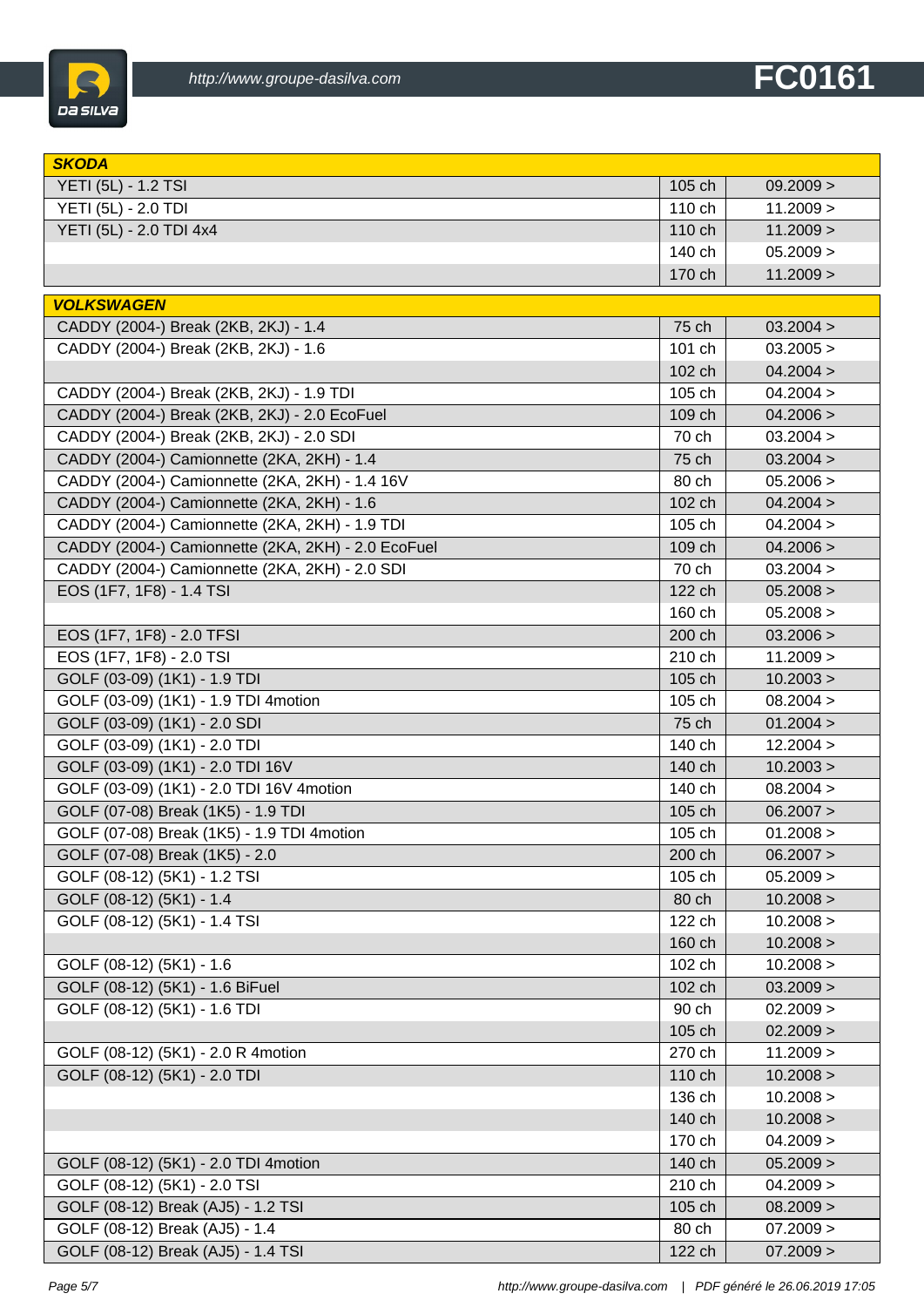# FC0161

| SKODA | | |
|---|---|---|
| YETI (5L) - 1.2 TSI | 105 ch | 09.2009 > |
| YETI (5L) - 2.0 TDI | 110 ch | 11.2009 > |
| YETI (5L) - 2.0 TDI 4x4 | 110 ch | 11.2009 > |
| | 140 ch | 05.2009 > |
| | 170 ch | 11.2009 > |

| VOLKSWAGEN | | |
|---|---|---|
| CADDY (2004-) Break (2KB, 2KJ) - 1.4 | 75 ch | 03.2004 > |
| CADDY (2004-) Break (2KB, 2KJ) - 1.6 | 101 ch | 03.2005 > |
| | 102 ch | 04.2004 > |
| CADDY (2004-) Break (2KB, 2KJ) - 1.9 TDI | 105 ch | 04.2004 > |
| CADDY (2004-) Break (2KB, 2KJ) - 2.0 EcoFuel | 109 ch | 04.2006 > |
| CADDY (2004-) Break (2KB, 2KJ) - 2.0 SDI | 70 ch | 03.2004 > |
| CADDY (2004-) Camionnette (2KA, 2KH) - 1.4 | 75 ch | 03.2004 > |
| CADDY (2004-) Camionnette (2KA, 2KH) - 1.4 16V | 80 ch | 05.2006 > |
| CADDY (2004-) Camionnette (2KA, 2KH) - 1.6 | 102 ch | 04.2004 > |
| CADDY (2004-) Camionnette (2KA, 2KH) - 1.9 TDI | 105 ch | 04.2004 > |
| CADDY (2004-) Camionnette (2KA, 2KH) - 2.0 EcoFuel | 109 ch | 04.2006 > |
| CADDY (2004-) Camionnette (2KA, 2KH) - 2.0 SDI | 70 ch | 03.2004 > |
| EOS (1F7, 1F8) - 1.4 TSI | 122 ch | 05.2008 > |
| | 160 ch | 05.2008 > |
| EOS (1F7, 1F8) - 2.0 TFSI | 200 ch | 03.2006 > |
| EOS (1F7, 1F8) - 2.0 TSI | 210 ch | 11.2009 > |
| GOLF (03-09) (1K1) - 1.9 TDI | 105 ch | 10.2003 > |
| GOLF (03-09) (1K1) - 1.9 TDI 4motion | 105 ch | 08.2004 > |
| GOLF (03-09) (1K1) - 2.0 SDI | 75 ch | 01.2004 > |
| GOLF (03-09) (1K1) - 2.0 TDI | 140 ch | 12.2004 > |
| GOLF (03-09) (1K1) - 2.0 TDI 16V | 140 ch | 10.2003 > |
| GOLF (03-09) (1K1) - 2.0 TDI 16V 4motion | 140 ch | 08.2004 > |
| GOLF (07-08) Break (1K5) - 1.9 TDI | 105 ch | 06.2007 > |
| GOLF (07-08) Break (1K5) - 1.9 TDI 4motion | 105 ch | 01.2008 > |
| GOLF (07-08) Break (1K5) - 2.0 | 200 ch | 06.2007 > |
| GOLF (08-12) (5K1) - 1.2 TSI | 105 ch | 05.2009 > |
| GOLF (08-12) (5K1) - 1.4 | 80 ch | 10.2008 > |
| GOLF (08-12) (5K1) - 1.4 TSI | 122 ch | 10.2008 > |
| | 160 ch | 10.2008 > |
| GOLF (08-12) (5K1) - 1.6 | 102 ch | 10.2008 > |
| GOLF (08-12) (5K1) - 1.6 BiFuel | 102 ch | 03.2009 > |
| GOLF (08-12) (5K1) - 1.6 TDI | 90 ch | 02.2009 > |
| | 105 ch | 02.2009 > |
| GOLF (08-12) (5K1) - 2.0 R 4motion | 270 ch | 11.2009 > |
| GOLF (08-12) (5K1) - 2.0 TDI | 110 ch | 10.2008 > |
| | 136 ch | 10.2008 > |
| | 140 ch | 10.2008 > |
| | 170 ch | 04.2009 > |
| GOLF (08-12) (5K1) - 2.0 TDI 4motion | 140 ch | 05.2009 > |
| GOLF (08-12) (5K1) - 2.0 TSI | 210 ch | 04.2009 > |
| GOLF (08-12) Break (AJ5) - 1.2 TSI | 105 ch | 08.2009 > |
| GOLF (08-12) Break (AJ5) - 1.4 | 80 ch | 07.2009 > |
| GOLF (08-12) Break (AJ5) - 1.4 TSI | 122 ch | 07.2009 > |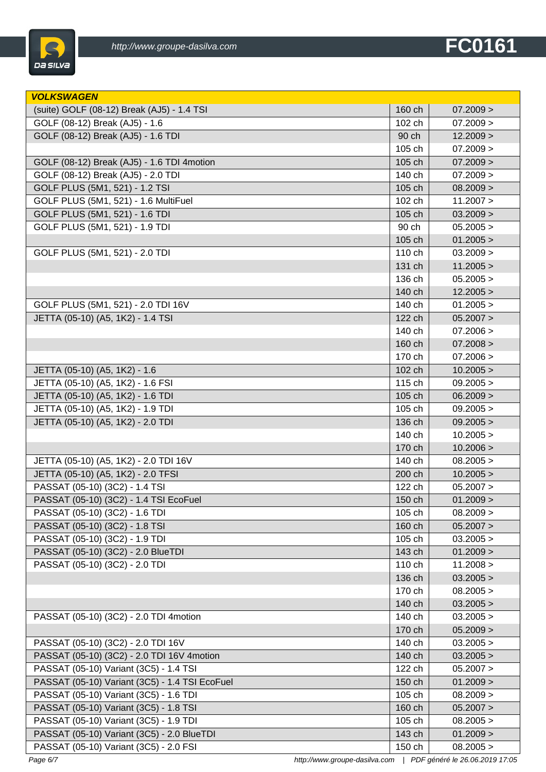| VOLKSWAGEN | | |
|---|---|---|
| (suite) GOLF (08-12) Break (AJ5) - 1.4 TSI | 160 ch | 07.2009 > |
| GOLF (08-12) Break (AJ5) - 1.6 | 102 ch | 07.2009 > |
| GOLF (08-12) Break (AJ5) - 1.6 TDI | 90 ch | 12.2009 > |
| | 105 ch | 07.2009 > |
| GOLF (08-12) Break (AJ5) - 1.6 TDI 4motion | 105 ch | 07.2009 > |
| GOLF (08-12) Break (AJ5) - 2.0 TDI | 140 ch | 07.2009 > |
| GOLF PLUS (5M1, 521) - 1.2 TSI | 105 ch | 08.2009 > |
| GOLF PLUS (5M1, 521) - 1.6 MultiFuel | 102 ch | 11.2007 > |
| GOLF PLUS (5M1, 521) - 1.6 TDI | 105 ch | 03.2009 > |
| GOLF PLUS (5M1, 521) - 1.9 TDI | 90 ch | 05.2005 > |
| | 105 ch | 01.2005 > |
| GOLF PLUS (5M1, 521) - 2.0 TDI | 110 ch | 03.2009 > |
| | 131 ch | 11.2005 > |
| | 136 ch | 05.2005 > |
| | 140 ch | 12.2005 > |
| GOLF PLUS (5M1, 521) - 2.0 TDI 16V | 140 ch | 01.2005 > |
| JETTA (05-10) (A5, 1K2) - 1.4 TSI | 122 ch | 05.2007 > |
| | 140 ch | 07.2006 > |
| | 160 ch | 07.2008 > |
| | 170 ch | 07.2006 > |
| JETTA (05-10) (A5, 1K2) - 1.6 | 102 ch | 10.2005 > |
| JETTA (05-10) (A5, 1K2) - 1.6 FSI | 115 ch | 09.2005 > |
| JETTA (05-10) (A5, 1K2) - 1.6 TDI | 105 ch | 06.2009 > |
| JETTA (05-10) (A5, 1K2) - 1.9 TDI | 105 ch | 09.2005 > |
| JETTA (05-10) (A5, 1K2) - 2.0 TDI | 136 ch | 09.2005 > |
| | 140 ch | 10.2005 > |
| | 170 ch | 10.2006 > |
| JETTA (05-10) (A5, 1K2) - 2.0 TDI 16V | 140 ch | 08.2005 > |
| JETTA (05-10) (A5, 1K2) - 2.0 TFSI | 200 ch | 10.2005 > |
| PASSAT (05-10) (3C2) - 1.4 TSI | 122 ch | 05.2007 > |
| PASSAT (05-10) (3C2) - 1.4 TSI EcoFuel | 150 ch | 01.2009 > |
| PASSAT (05-10) (3C2) - 1.6 TDI | 105 ch | 08.2009 > |
| PASSAT (05-10) (3C2) - 1.8 TSI | 160 ch | 05.2007 > |
| PASSAT (05-10) (3C2) - 1.9 TDI | 105 ch | 03.2005 > |
| PASSAT (05-10) (3C2) - 2.0 BlueTDI | 143 ch | 01.2009 > |
| PASSAT (05-10) (3C2) - 2.0 TDI | 110 ch | 11.2008 > |
| | 136 ch | 03.2005 > |
| | 170 ch | 08.2005 > |
| | 140 ch | 03.2005 > |
| PASSAT (05-10) (3C2) - 2.0 TDI 4motion | 140 ch | 03.2005 > |
| | 170 ch | 05.2009 > |
| PASSAT (05-10) (3C2) - 2.0 TDI 16V | 140 ch | 03.2005 > |
| PASSAT (05-10) (3C2) - 2.0 TDI 16V 4motion | 140 ch | 03.2005 > |
| PASSAT (05-10) Variant (3C5) - 1.4 TSI | 122 ch | 05.2007 > |
| PASSAT (05-10) Variant (3C5) - 1.4 TSI EcoFuel | 150 ch | 01.2009 > |
| PASSAT (05-10) Variant (3C5) - 1.6 TDI | 105 ch | 08.2009 > |
| PASSAT (05-10) Variant (3C5) - 1.8 TSI | 160 ch | 05.2007 > |
| PASSAT (05-10) Variant (3C5) - 1.9 TDI | 105 ch | 08.2005 > |
| PASSAT (05-10) Variant (3C5) - 2.0 BlueTDI | 143 ch | 01.2009 > |
| PASSAT (05-10) Variant (3C5) - 2.0 FSI | 150 ch | 08.2005 > |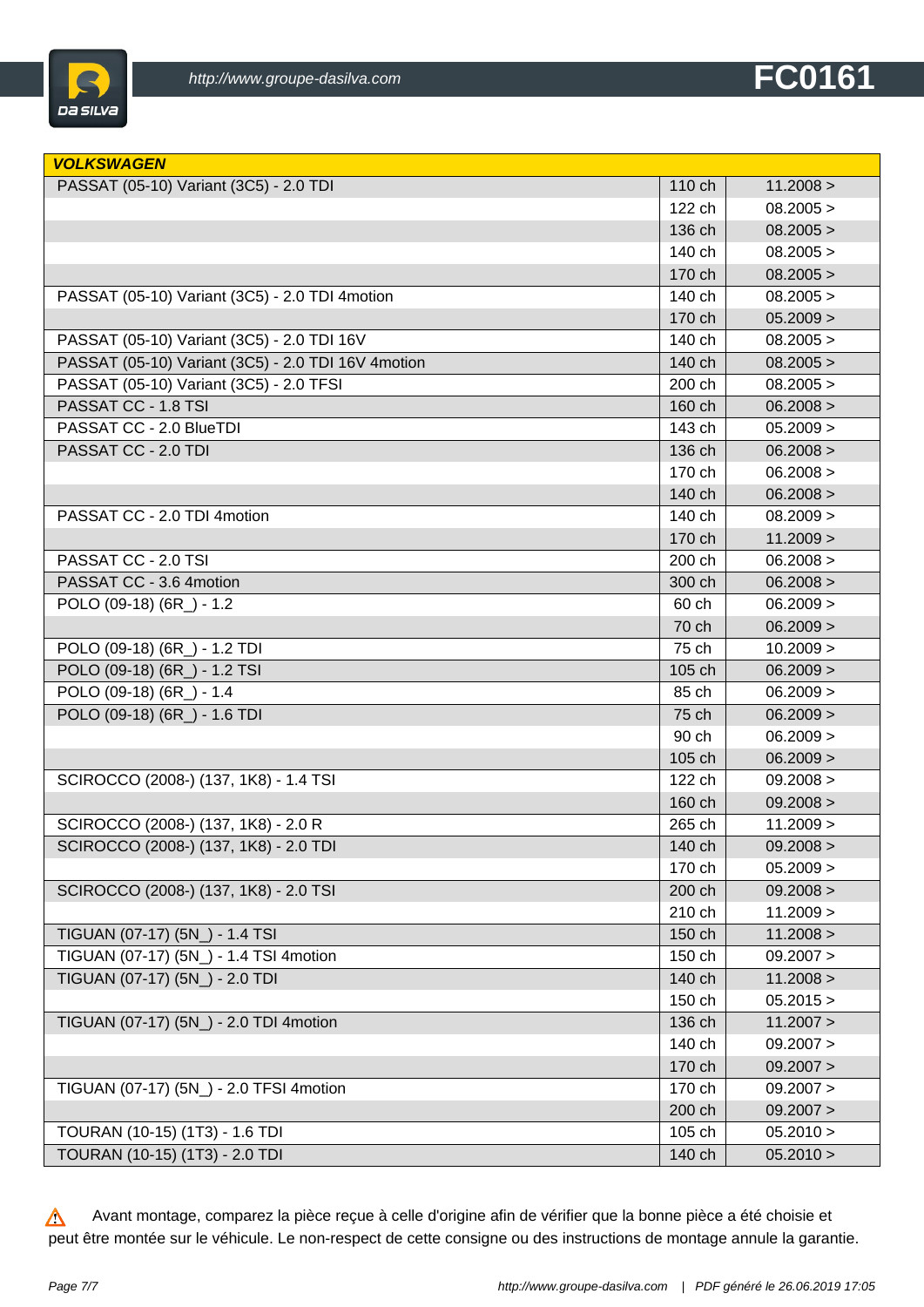| VOLKSWAGEN | | |
|---|---|---|
| PASSAT (05-10) Variant (3C5) - 2.0 TDI | 110 ch | 11.2008 > |
| | 122 ch | 08.2005 > |
| | 136 ch | 08.2005 > |
| | 140 ch | 08.2005 > |
| | 170 ch | 08.2005 > |
| PASSAT (05-10) Variant (3C5) - 2.0 TDI 4motion | 140 ch | 08.2005 > |
| | 170 ch | 05.2009 > |
| PASSAT (05-10) Variant (3C5) - 2.0 TDI 16V | 140 ch | 08.2005 > |
| PASSAT (05-10) Variant (3C5) - 2.0 TDI 16V 4motion | 140 ch | 08.2005 > |
| PASSAT (05-10) Variant (3C5) - 2.0 TFSI | 200 ch | 08.2005 > |
| PASSAT CC - 1.8 TSI | 160 ch | 06.2008 > |
| PASSAT CC - 2.0 BlueTDI | 143 ch | 05.2009 > |
| PASSAT CC - 2.0 TDI | 136 ch | 06.2008 > |
| | 170 ch | 06.2008 > |
| | 140 ch | 06.2008 > |
| PASSAT CC - 2.0 TDI 4motion | 140 ch | 08.2009 > |
| | 170 ch | 11.2009 > |
| PASSAT CC - 2.0 TSI | 200 ch | 06.2008 > |
| PASSAT CC - 3.6 4motion | 300 ch | 06.2008 > |
| POLO (09-18) (6R_) - 1.2 | 60 ch | 06.2009 > |
| | 70 ch | 06.2009 > |
| POLO (09-18) (6R_) - 1.2 TDI | 75 ch | 10.2009 > |
| POLO (09-18) (6R_) - 1.2 TSI | 105 ch | 06.2009 > |
| POLO (09-18) (6R_) - 1.4 | 85 ch | 06.2009 > |
| POLO (09-18) (6R_) - 1.6 TDI | 75 ch | 06.2009 > |
| | 90 ch | 06.2009 > |
| | 105 ch | 06.2009 > |
| SCIROCCO (2008-) (137, 1K8) - 1.4 TSI | 122 ch | 09.2008 > |
| | 160 ch | 09.2008 > |
| SCIROCCO (2008-) (137, 1K8) - 2.0 R | 265 ch | 11.2009 > |
| SCIROCCO (2008-) (137, 1K8) - 2.0 TDI | 140 ch | 09.2008 > |
| | 170 ch | 05.2009 > |
| SCIROCCO (2008-) (137, 1K8) - 2.0 TSI | 200 ch | 09.2008 > |
| | 210 ch | 11.2009 > |
| TIGUAN (07-17) (5N_) - 1.4 TSI | 150 ch | 11.2008 > |
| TIGUAN (07-17) (5N_) - 1.4 TSI 4motion | 150 ch | 09.2007 > |
| TIGUAN (07-17) (5N_) - 2.0 TDI | 140 ch | 11.2008 > |
| | 150 ch | 05.2015 > |
| TIGUAN (07-17) (5N_) - 2.0 TDI 4motion | 136 ch | 11.2007 > |
| | 140 ch | 09.2007 > |
| | 170 ch | 09.2007 > |
| TIGUAN (07-17) (5N_) - 2.0 TFSI 4motion | 170 ch | 09.2007 > |
| | 200 ch | 09.2007 > |
| TOURAN (10-15) (1T3) - 1.6 TDI | 105 ch | 05.2010 > |
| TOURAN (10-15) (1T3) - 2.0 TDI | 140 ch | 05.2010 > |

⚠ Avant montage, comparez la pièce reçue à celle d'origine afin de vérifier que la bonne pièce a été choisie et peut être montée sur le véhicule. Le non-respect de cette consigne ou des instructions de montage annule la garantie.